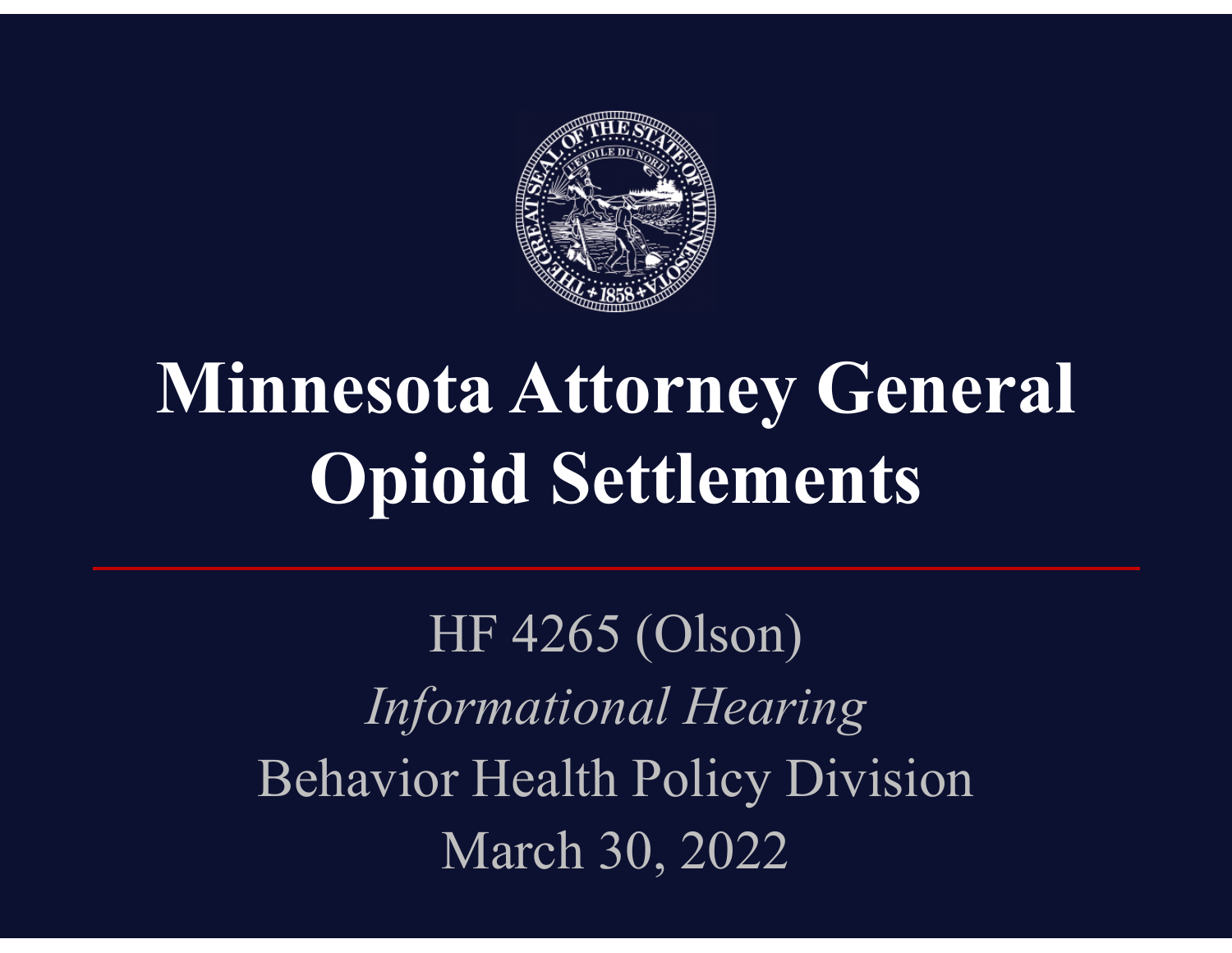# Minnesota Attorney General Opioid Settlements

HF 4265 (Olson)

*Informational Hearing*

Behavior Health Policy Division

March 30, 2022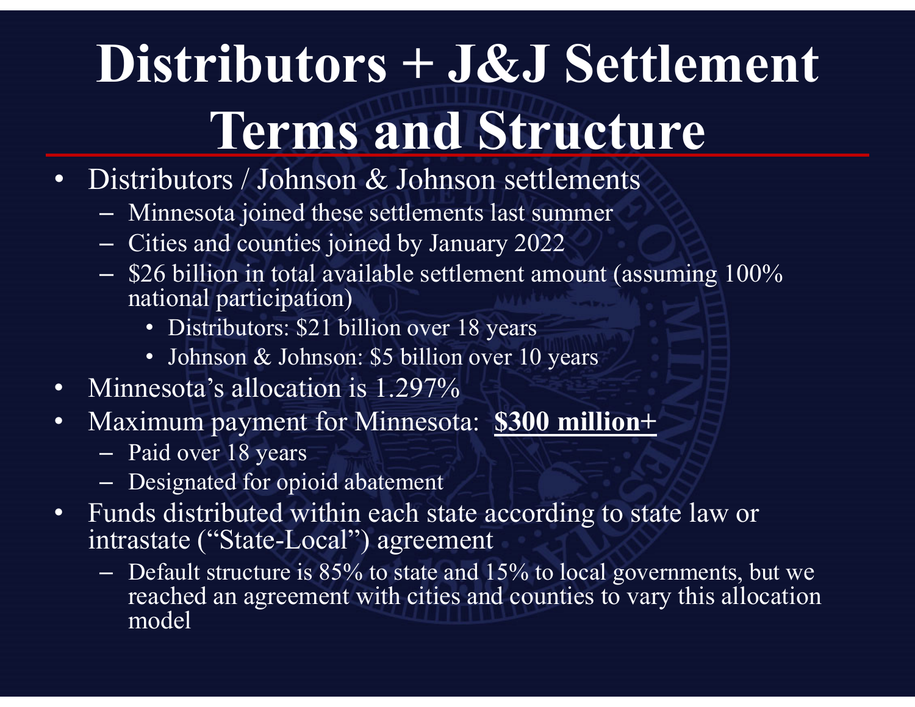# Distributors + J&J Settlement Terms and Structure

- Distributors / Johnson & Johnson settlements
  - Minnesota joined these settlements last summer
  - Cities and counties joined by January 2022
  - $26 billion in total available settlement amount (assuming 100% national participation)
    - Distributors: $21 billion over 18 years
    - Johnson & Johnson: $5 billion over 10 years
- Minnesota's allocation is 1.297%
- Maximum payment for Minnesota: **$300 million+**
  - Paid over 18 years
  - Designated for opioid abatement
- Funds distributed within each state according to state law or intrastate ("State-Local") agreement
  - Default structure is 85% to state and 15% to local governments, but we reached an agreement with cities and counties to vary this allocation model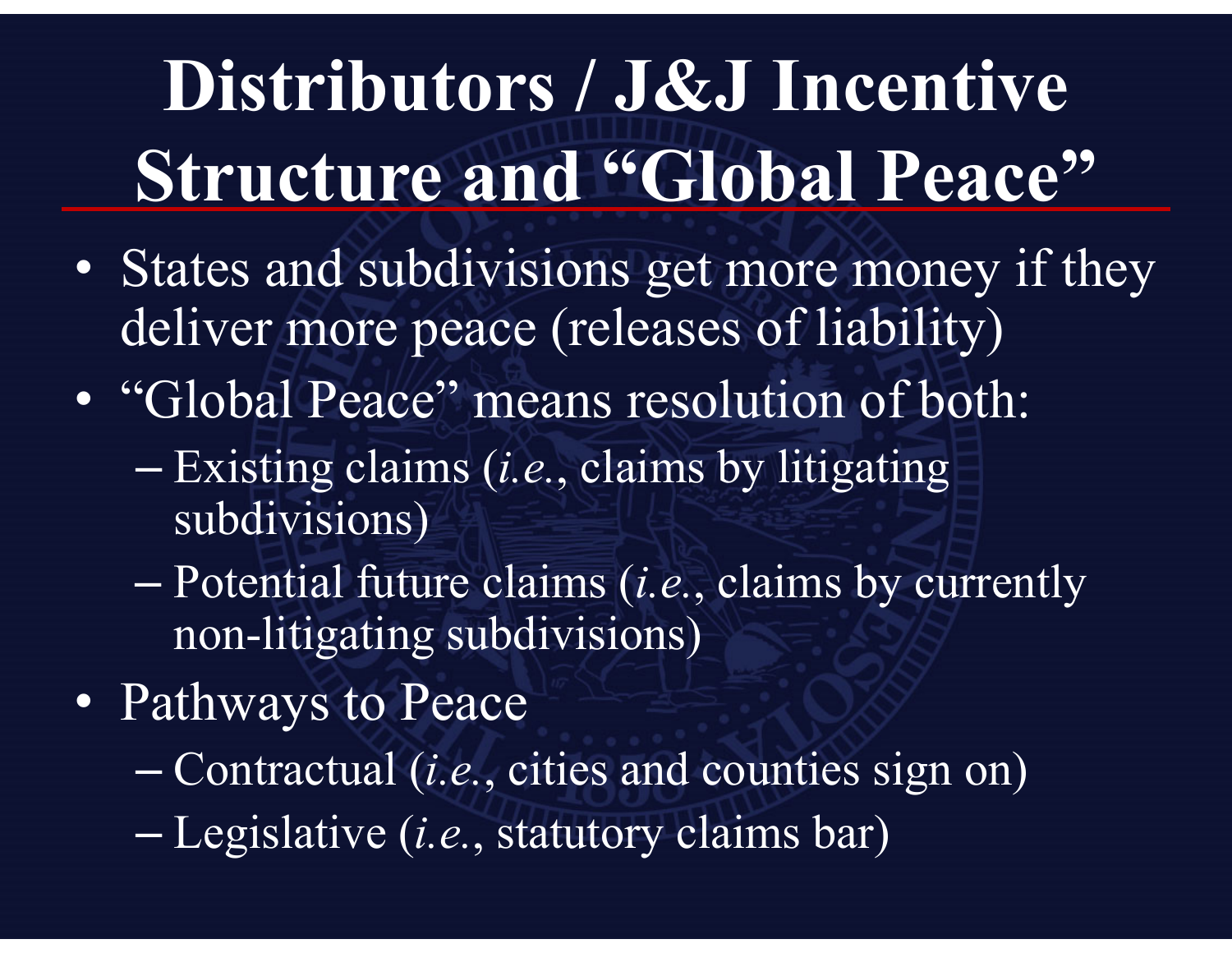# Distributors / J&J Incentive Structure and "Global Peace"

- States and subdivisions get more money if they deliver more peace (releases of liability)
- "Global Peace" means resolution of both:
  - Existing claims (*i.e.*, claims by litigating subdivisions)
  - Potential future claims (*i.e.*, claims by currently non-litigating subdivisions)
- Pathways to Peace
  - Contractual (*i.e.*, cities and counties sign on)
  - Legislative (*i.e.*, statutory claims bar)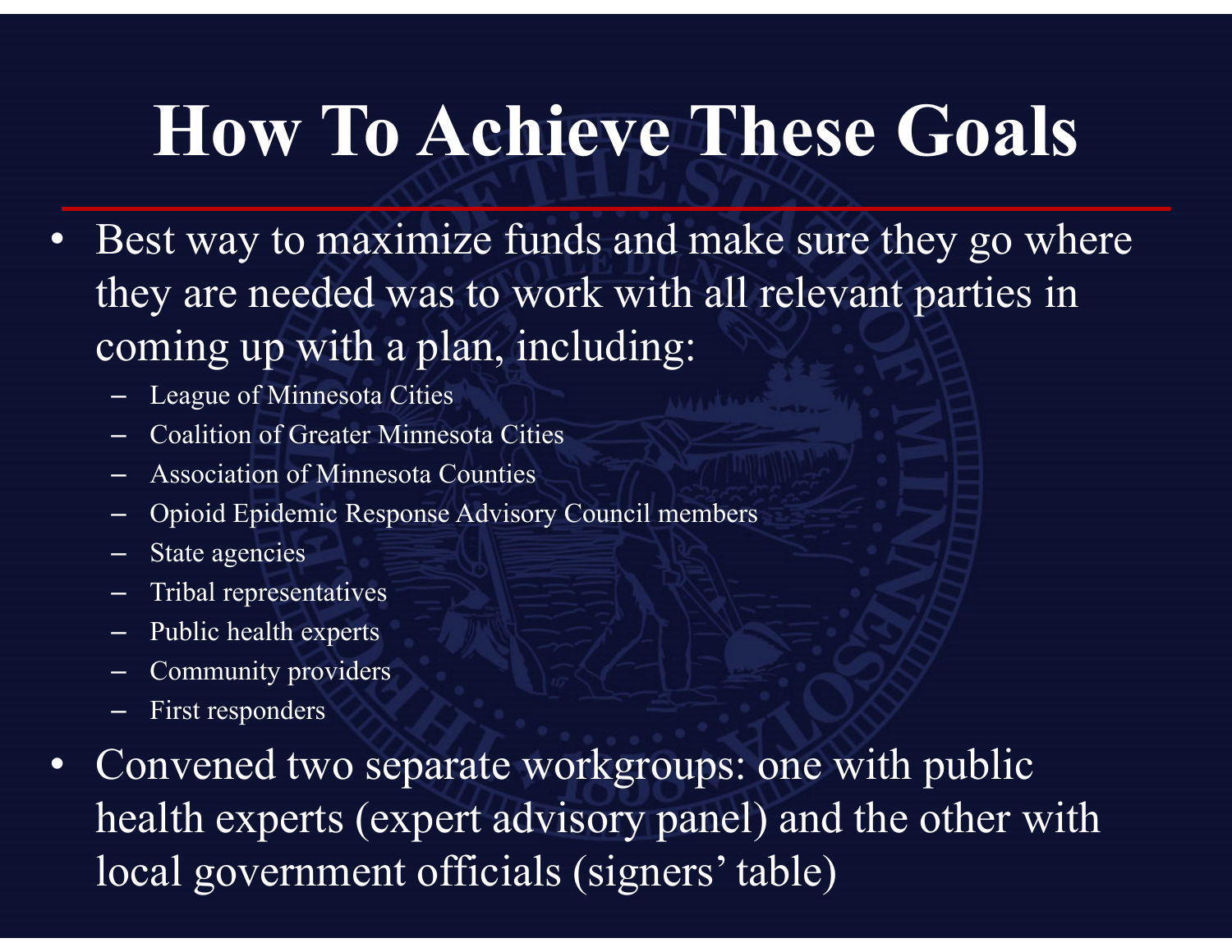# How To Achieve These Goals

- Best way to maximize funds and make sure they go where they are needed was to work with all relevant parties in coming up with a plan, including:
  - League of Minnesota Cities
  - Coalition of Greater Minnesota Cities
  - Association of Minnesota Counties
  - Opioid Epidemic Response Advisory Council members
  - State agencies
  - Tribal representatives
  - Public health experts
  - Community providers
  - First responders
- Convened two separate workgroups: one with public health experts (expert advisory panel) and the other with local government officials (signers' table)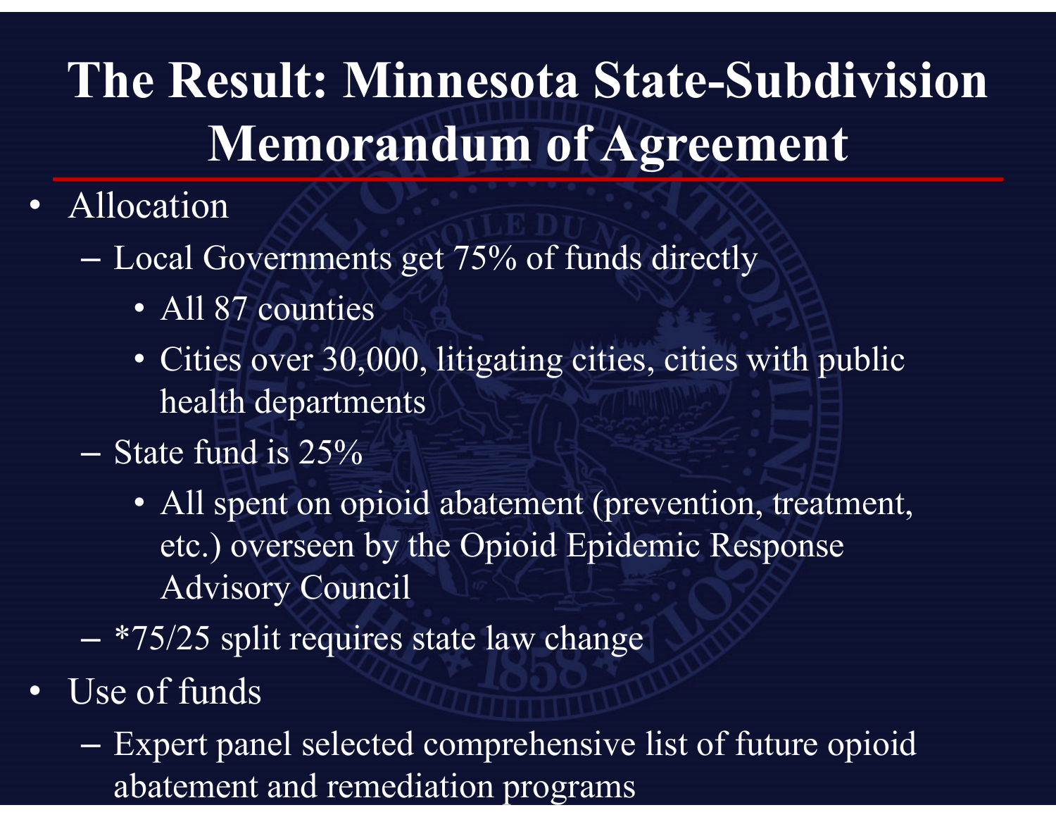# The Result: Minnesota State-Subdivision Memorandum of Agreement

- Allocation
  - Local Governments get 75% of funds directly
    - All 87 counties
    - Cities over 30,000, litigating cities, cities with public health departments
  - State fund is 25%
    - All spent on opioid abatement (prevention, treatment, etc.) overseen by the Opioid Epidemic Response Advisory Council
  - *75/25 split requires state law change
- Use of funds
  - Expert panel selected comprehensive list of future opioid abatement and remediation programs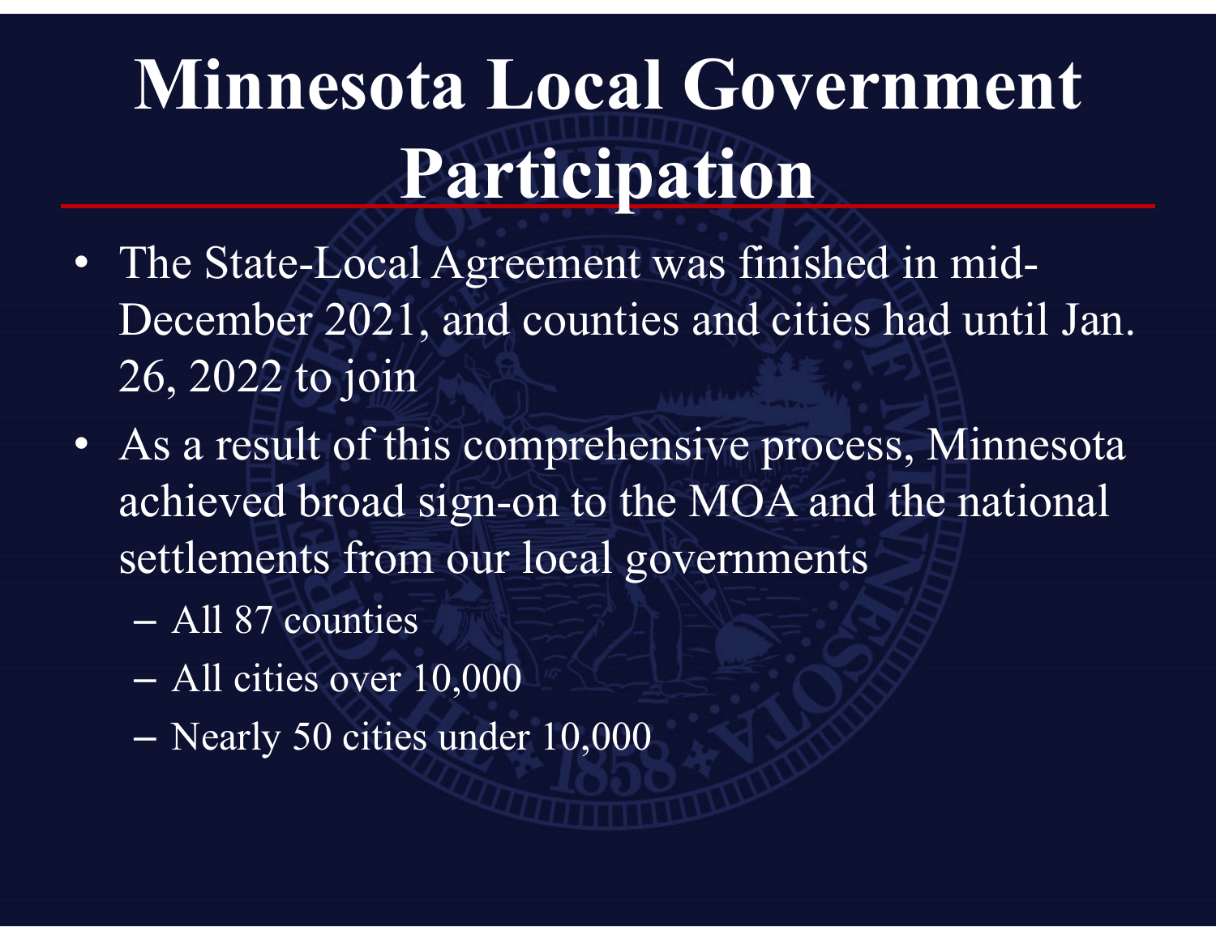# Minnesota Local Government Participation

- The State-Local Agreement was finished in mid-December 2021, and counties and cities had until Jan. 26, 2022 to join
- As a result of this comprehensive process, Minnesota achieved broad sign-on to the MOA and the national settlements from our local governments
  - All 87 counties
  - All cities over 10,000
  - Nearly 50 cities under 10,000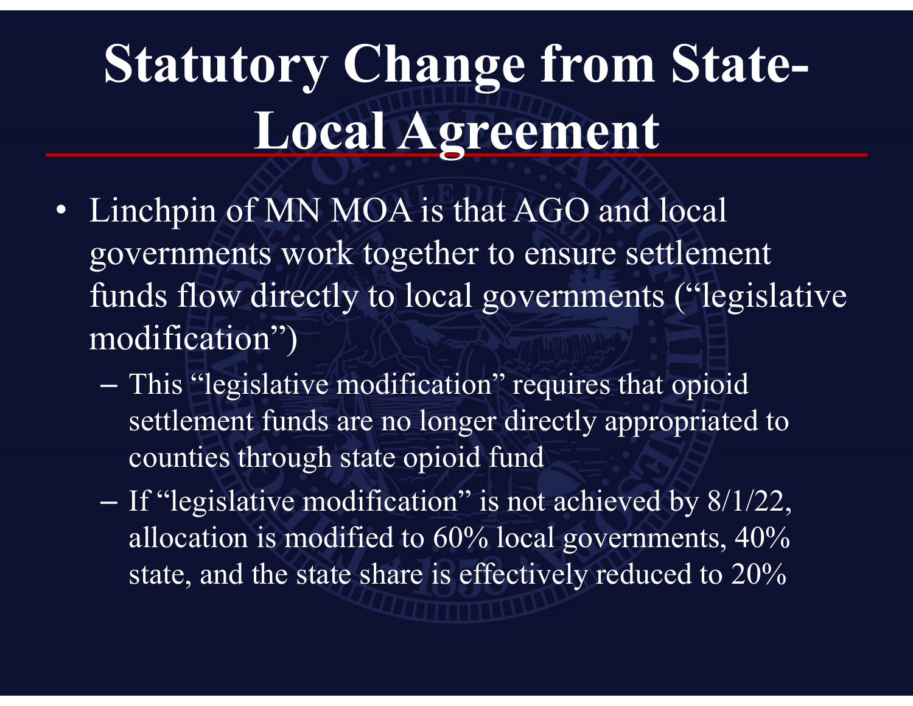# Statutory Change from State-Local Agreement

- Linchpin of MN MOA is that AGO and local governments work together to ensure settlement funds flow directly to local governments ("legislative modification")
  - This "legislative modification" requires that opioid settlement funds are no longer directly appropriated to counties through state opioid fund
  - If "legislative modification" is not achieved by 8/1/22, allocation is modified to 60% local governments, 40% state, and the state share is effectively reduced to 20%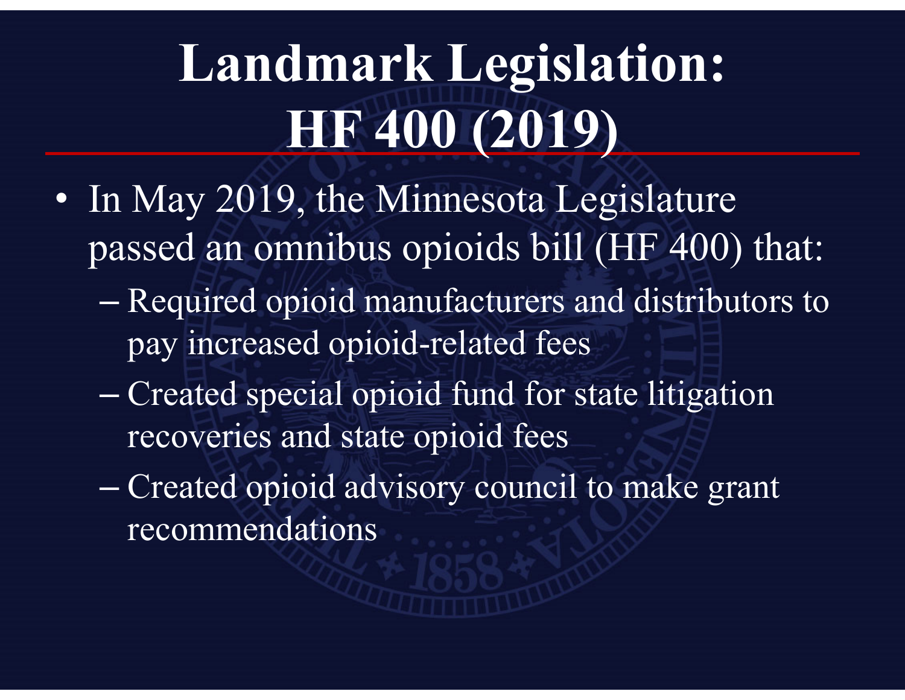# Landmark Legislation: HF 400 (2019)

- In May 2019, the Minnesota Legislature passed an omnibus opioids bill (HF 400) that:
  - Required opioid manufacturers and distributors to pay increased opioid-related fees
  - Created special opioid fund for state litigation recoveries and state opioid fees
  - Created opioid advisory council to make grant recommendations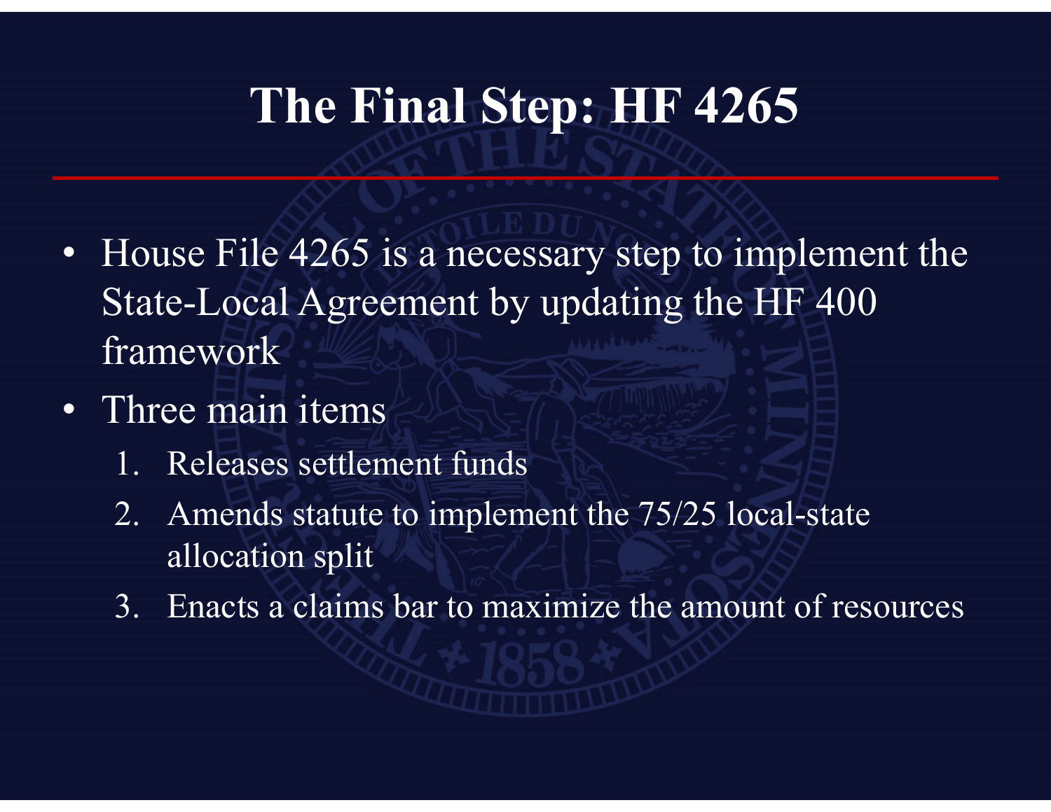# The Final Step: HF 4265

- House File 4265 is a necessary step to implement the State-Local Agreement by updating the HF 400 framework
- Three main items
  1. Releases settlement funds
  2. Amends statute to implement the 75/25 local-state allocation split
  3. Enacts a claims bar to maximize the amount of resources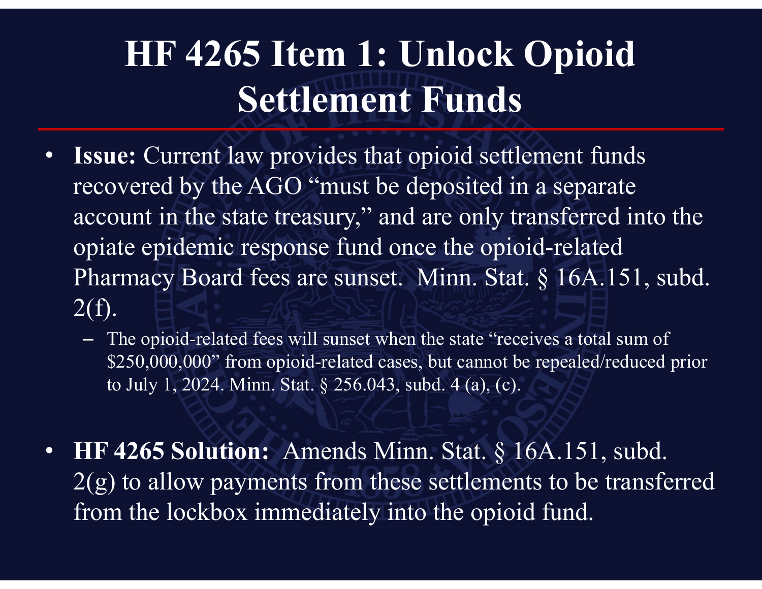# HF 4265 Item 1: Unlock Opioid Settlement Funds

- **Issue:** Current law provides that opioid settlement funds recovered by the AGO "must be deposited in a separate account in the state treasury," and are only transferred into the opiate epidemic response fund once the opioid-related Pharmacy Board fees are sunset. Minn. Stat. § 16A.151, subd. 2(f).
  - The opioid-related fees will sunset when the state "receives a total sum of $250,000,000" from opioid-related cases, but cannot be repealed/reduced prior to July 1, 2024. Minn. Stat. § 256.043, subd. 4 (a), (c).
- **HF 4265 Solution:** Amends Minn. Stat. § 16A.151, subd. 2(g) to allow payments from these settlements to be transferred from the lockbox immediately into the opioid fund.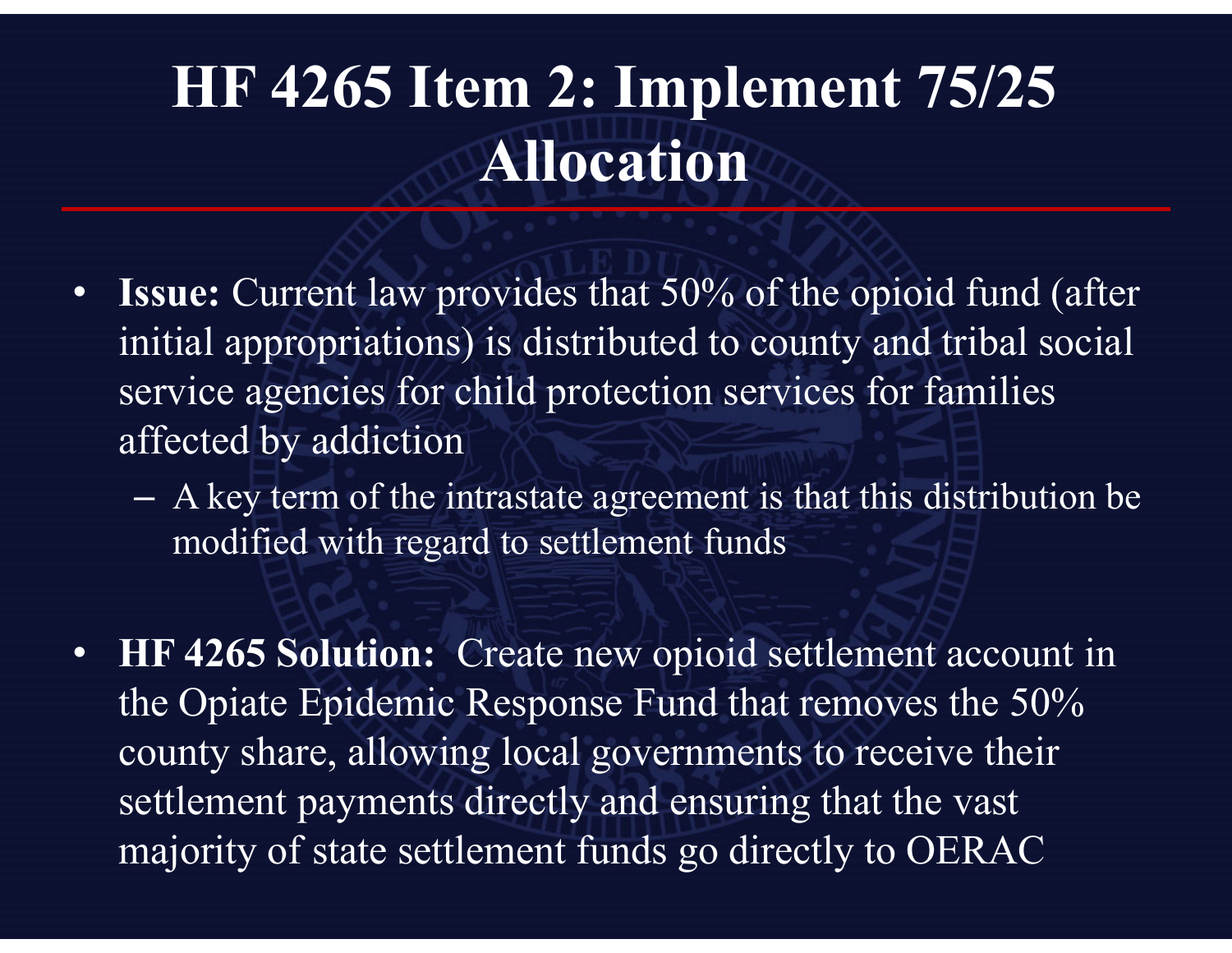# HF 4265 Item 2: Implement 75/25 Allocation

- **Issue:** Current law provides that 50% of the opioid fund (after initial appropriations) is distributed to county and tribal social service agencies for child protection services for families affected by addiction
  - A key term of the intrastate agreement is that this distribution be modified with regard to settlement funds

- **HF 4265 Solution:** Create new opioid settlement account in the Opiate Epidemic Response Fund that removes the 50% county share, allowing local governments to receive their settlement payments directly and ensuring that the vast majority of state settlement funds go directly to OERAC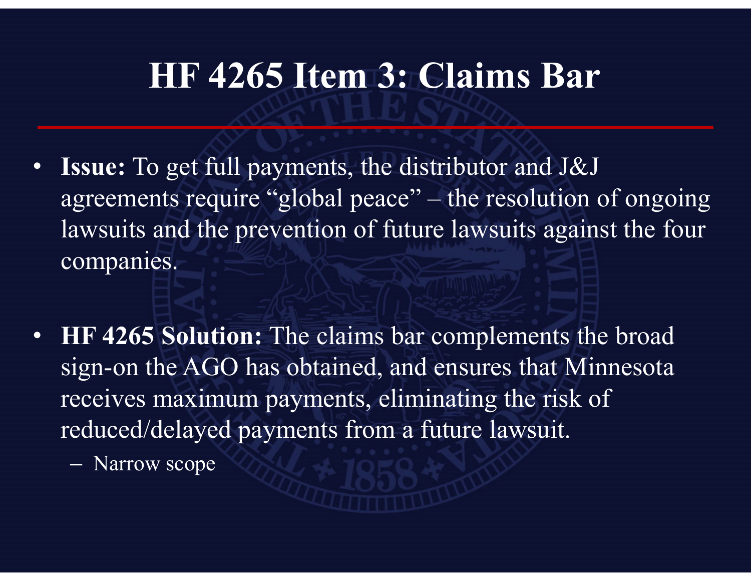# HF 4265 Item 3: Claims Bar

- **Issue:** To get full payments, the distributor and J&J agreements require "global peace" – the resolution of ongoing lawsuits and the prevention of future lawsuits against the four companies.

- **HF 4265 Solution:** The claims bar complements the broad sign-on the AGO has obtained, and ensures that Minnesota receives maximum payments, eliminating the risk of reduced/delayed payments from a future lawsuit.
  - Narrow scope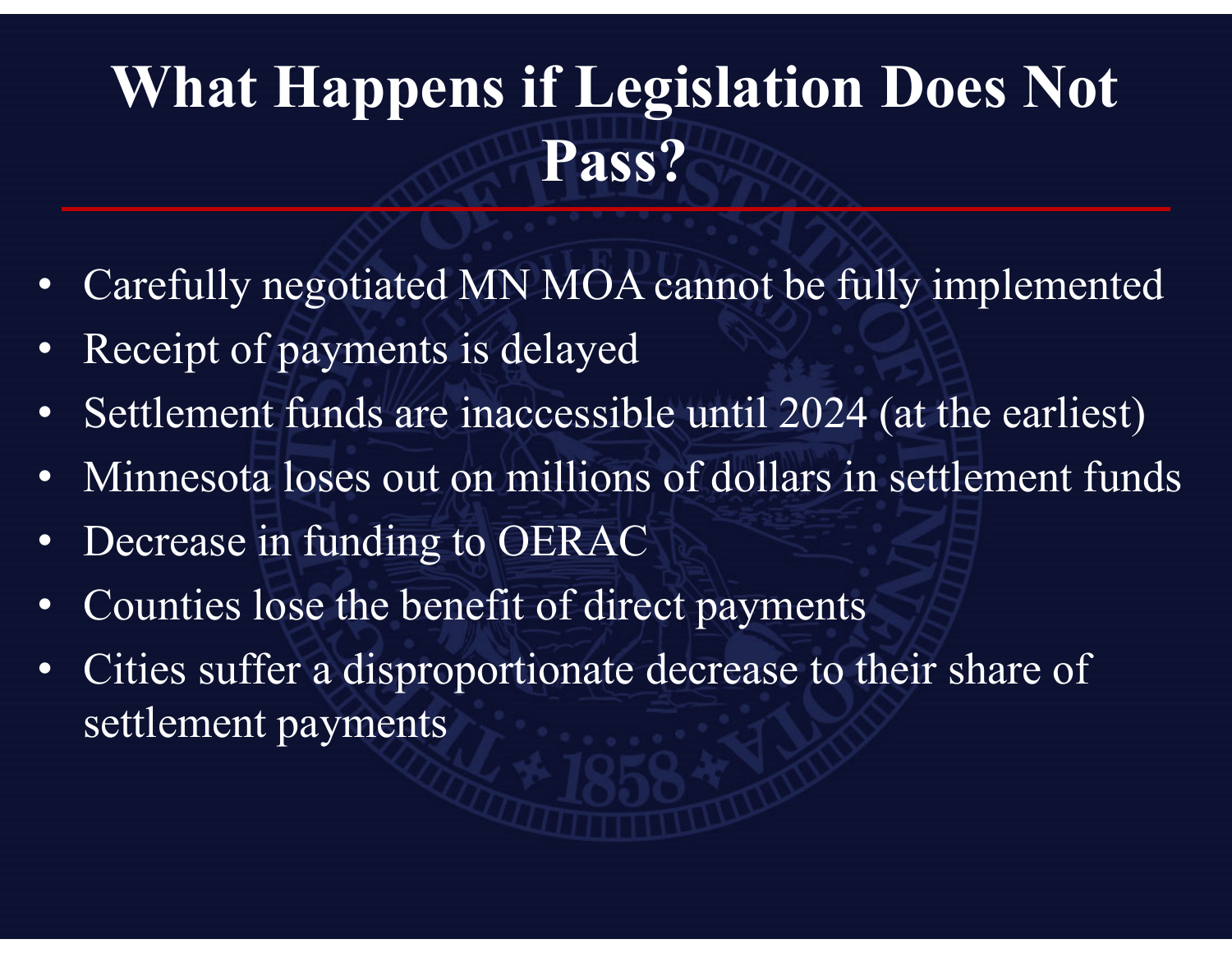# What Happens if Legislation Does Not Pass?

- Carefully negotiated MN MOA cannot be fully implemented
- Receipt of payments is delayed
- Settlement funds are inaccessible until 2024 (at the earliest)
- Minnesota loses out on millions of dollars in settlement funds
- Decrease in funding to OERAC
- Counties lose the benefit of direct payments
- Cities suffer a disproportionate decrease to their share of settlement payments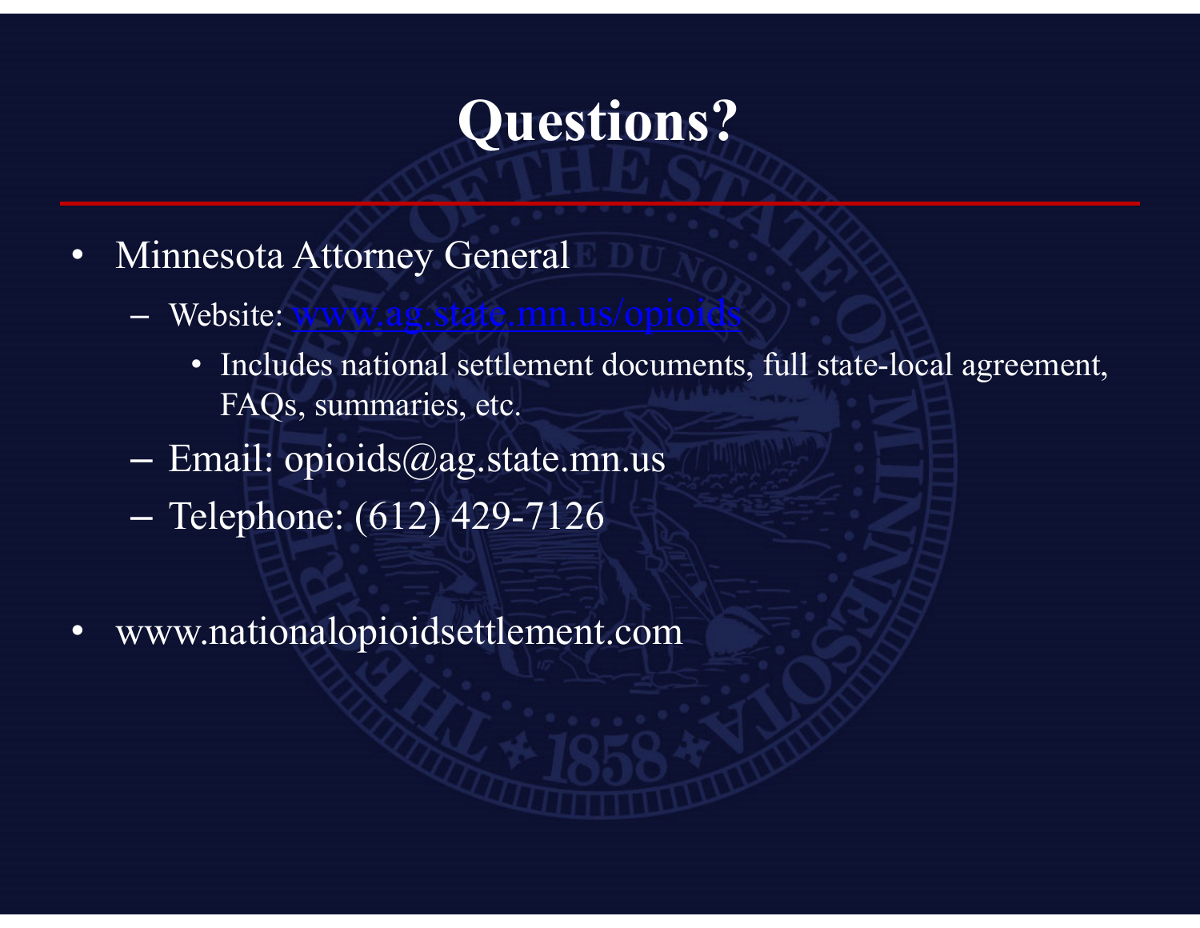# Questions?

- Minnesota Attorney General
  - Website: [www.ag.state.mn.us/opioids](www.ag.state.mn.us/opioids)
    - Includes national settlement documents, full state-local agreement, FAQs, summaries, etc.
  - Email: opioids@ag.state.mn.us
  - Telephone: (612) 429-7126

- www.nationalopioidsettlement.com